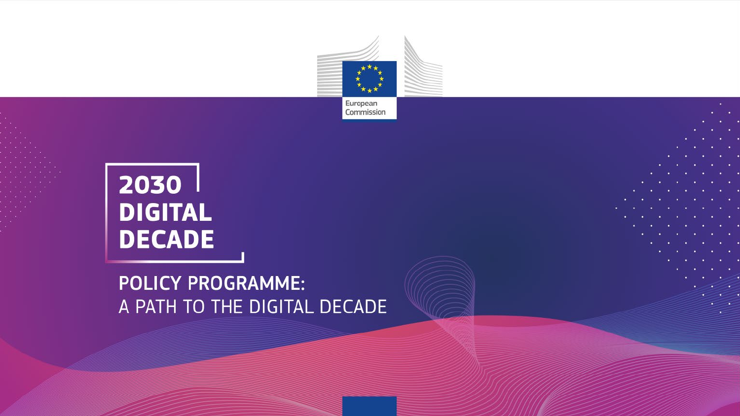European Commission

# 2030 DIGITAL DECADE

## POLICY PROGRAMME: A PATH TO THE DIGITAL DECADE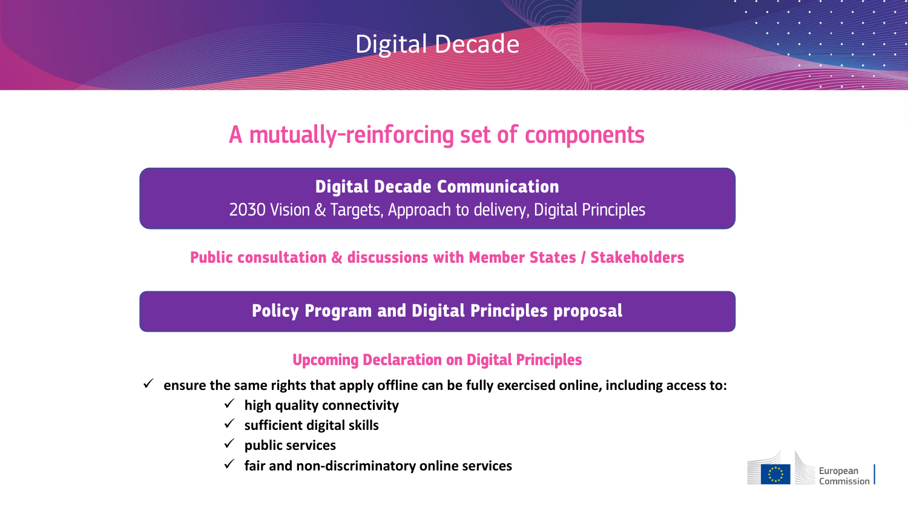# Digital Decade

## A mutually-reinforcing set of components

**Digital Decade Communication**

2030 Vision & Targets, Approach to delivery, Digital Principles

**Public consultation & discussions with Member States / Stakeholders**

**Policy Program and Digital Principles proposal**

### Upcoming Declaration on Digital Principles

- ✓ **ensure the same rights that apply offline can be fully exercised online, including access to:**
  - ✓ **high quality connectivity**
  - ✓ **sufficient digital skills**
  - ✓ **public services**
  - ✓ **fair and non-discriminatory online services**

European Commission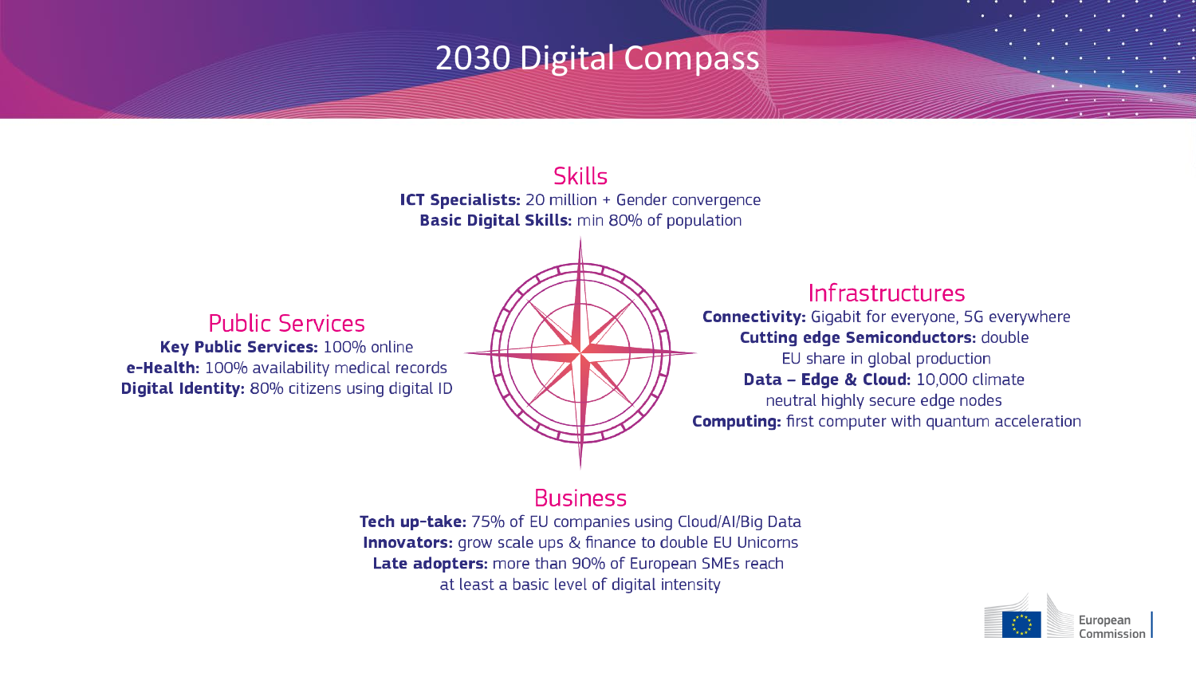# 2030 Digital Compass

## Skills

**ICT Specialists:** 20 million + Gender convergence
**Basic Digital Skills:** min 80% of population

## Public Services

**Key Public Services:** 100% online
**e-Health:** 100% availability medical records
**Digital Identity:** 80% citizens using digital ID

## Infrastructures

**Connectivity:** Gigabit for everyone, 5G everywhere
**Cutting edge Semiconductors:** double EU share in global production
**Data – Edge & Cloud:** 10,000 climate neutral highly secure edge nodes
**Computing:** first computer with quantum acceleration

## Business

**Tech up-take:** 75% of EU companies using Cloud/AI/Big Data
**Innovators:** grow scale ups & finance to double EU Unicorns
**Late adopters:** more than 90% of European SMEs reach at least a basic level of digital intensity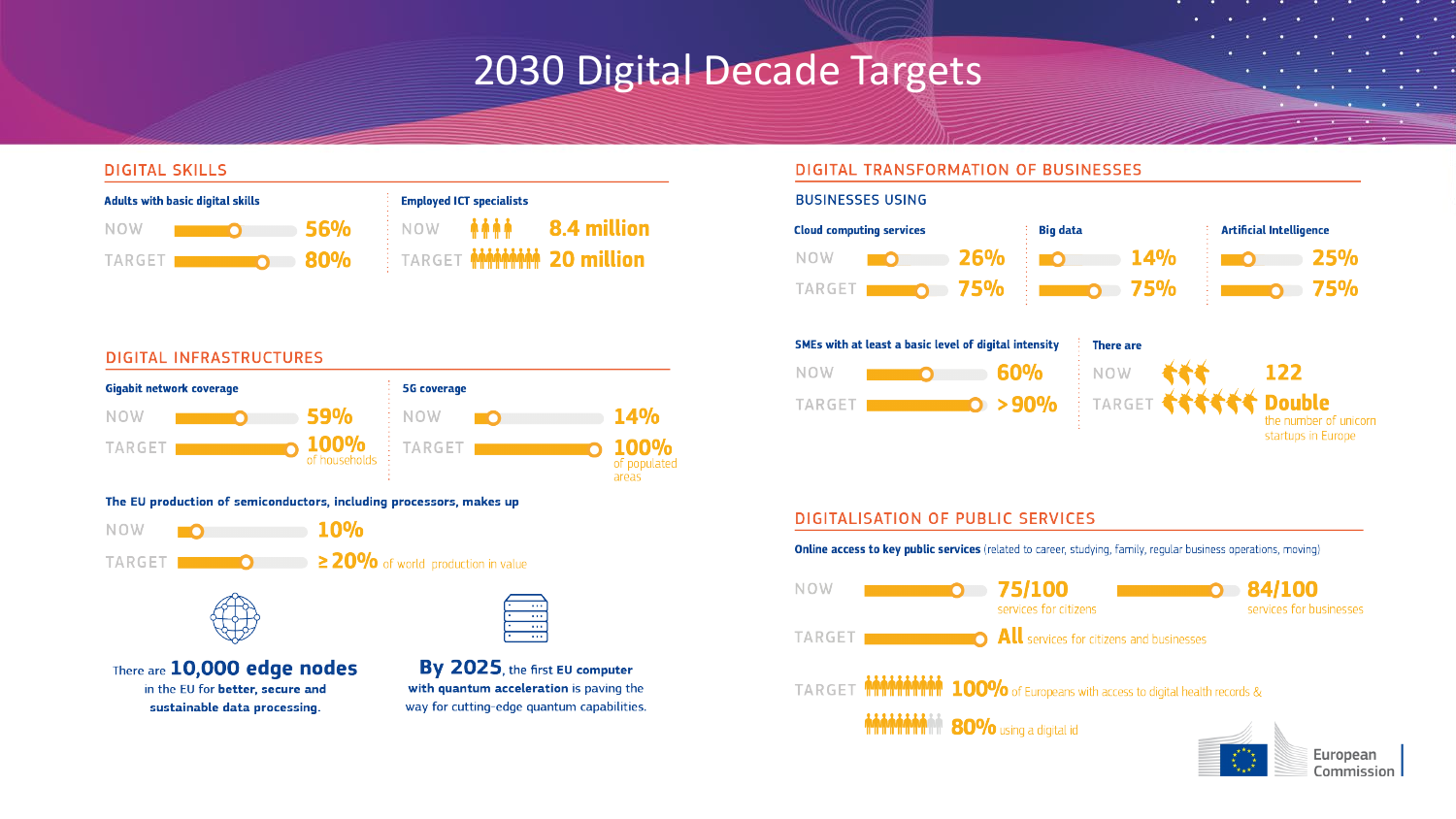# 2030 Digital Decade Targets

## DIGITAL SKILLS

**Adults with basic digital skills**

| | |
|---|---|
| NOW | 56% |
| TARGET | 80% |

**Employed ICT specialists**

| | |
|---|---|
| NOW | 8.4 million |
| TARGET | 20 million |

## DIGITAL INFRASTRUCTURES

**Gigabit network coverage**

| | |
|---|---|
| NOW | 59% |
| TARGET | 100% of households |

**5G coverage**

| | |
|---|---|
| NOW | 14% |
| TARGET | 100% of populated areas |

**The EU production of semiconductors, including processors, makes up**

| | |
|---|---|
| NOW | 10% |
| TARGET | ≥ 20% of world production in value |

There are **10,000 edge nodes** in the EU for **better, secure and sustainable data processing.**

**By 2025**, the first **EU computer with quantum acceleration** is paving the way for cutting-edge quantum capabilities.

## DIGITAL TRANSFORMATION OF BUSINESSES

### BUSINESSES USING

**Cloud computing services**

| | |
|---|---|
| NOW | 26% |
| TARGET | 75% |

**Big data**

| | |
|---|---|
| NOW | 14% |
| TARGET | 75% |

**Artificial Intelligence**

| | |
|---|---|
| NOW | 25% |
| TARGET | 75% |

**SMEs with at least a basic level of digital intensity**

| | |
|---|---|
| NOW | 60% |
| TARGET | > 90% |

**There are**

| | |
|---|---|
| NOW | 122 |
| TARGET | Double the number of unicorn startups in Europe |

## DIGITALISATION OF PUBLIC SERVICES

**Online access to key public services** (related to career, studying, family, regular business operations, moving)

| | | |
|---|---|---|
| NOW | 75/100 services for citizens | 84/100 services for businesses |
| TARGET | All services for citizens and businesses | |

TARGET **100%** of Europeans with access to digital health records &

**80%** using a digital id

European Commission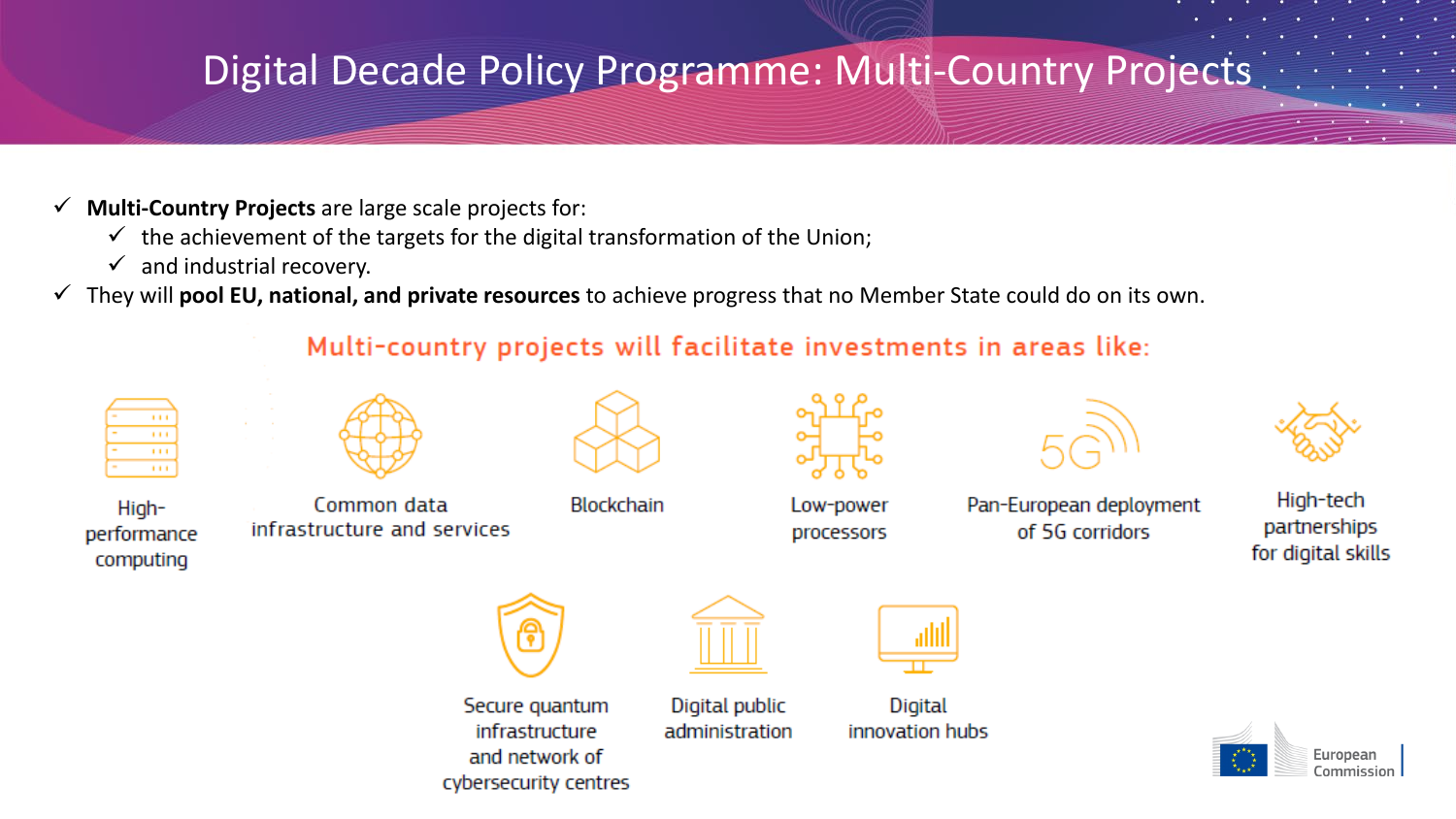# Digital Decade Policy Programme: Multi-Country Projects

- ✓ **Multi-Country Projects** are large scale projects for:
  - ✓ the achievement of the targets for the digital transformation of the Union;
  - ✓ and industrial recovery.
- ✓ They will **pool EU, national, and private resources** to achieve progress that no Member State could do on its own.

## Multi-country projects will facilitate investments in areas like:

- High-performance computing
- Common data infrastructure and services
- Blockchain
- Low-power processors
- Pan-European deployment of 5G corridors
- High-tech partnerships for digital skills
- Secure quantum infrastructure and network of cybersecurity centres
- Digital public administration
- Digital innovation hubs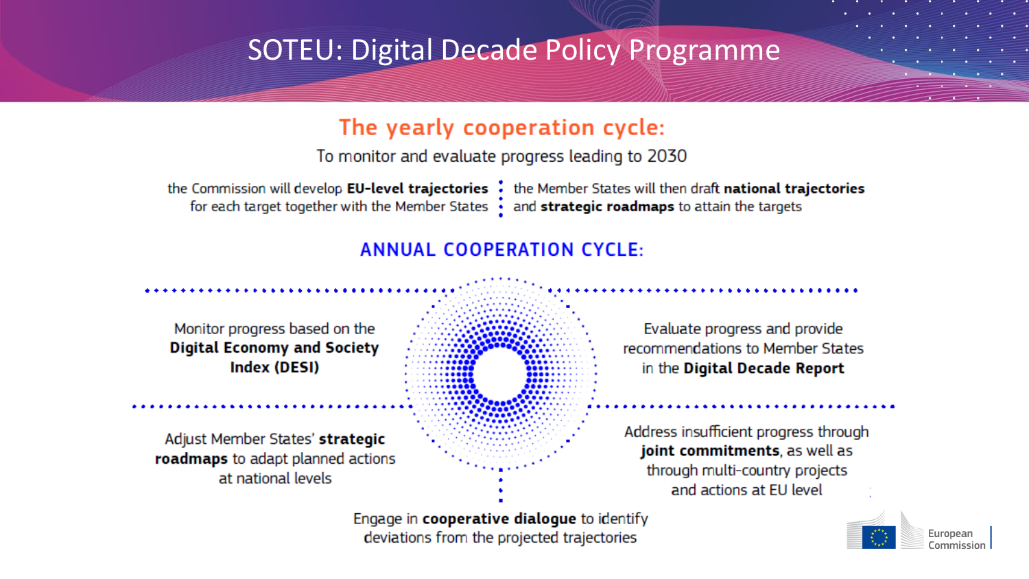# SOTEU: Digital Decade Policy Programme

## The yearly cooperation cycle:

To monitor and evaluate progress leading to 2030

the Commission will develop **EU-level trajectories** for each target together with the Member States

the Member States will then draft **national trajectories** and **strategic roadmaps** to attain the targets

### ANNUAL COOPERATION CYCLE:

Monitor progress based on the **Digital Economy and Society Index (DESI)**

Evaluate progress and provide recommendations to Member States in the **Digital Decade Report**

Adjust Member States' **strategic roadmaps** to adapt planned actions at national levels

Address insufficient progress through **joint commitments**, as well as through multi-country projects and actions at EU level

Engage in **cooperative dialogue** to identify deviations from the projected trajectories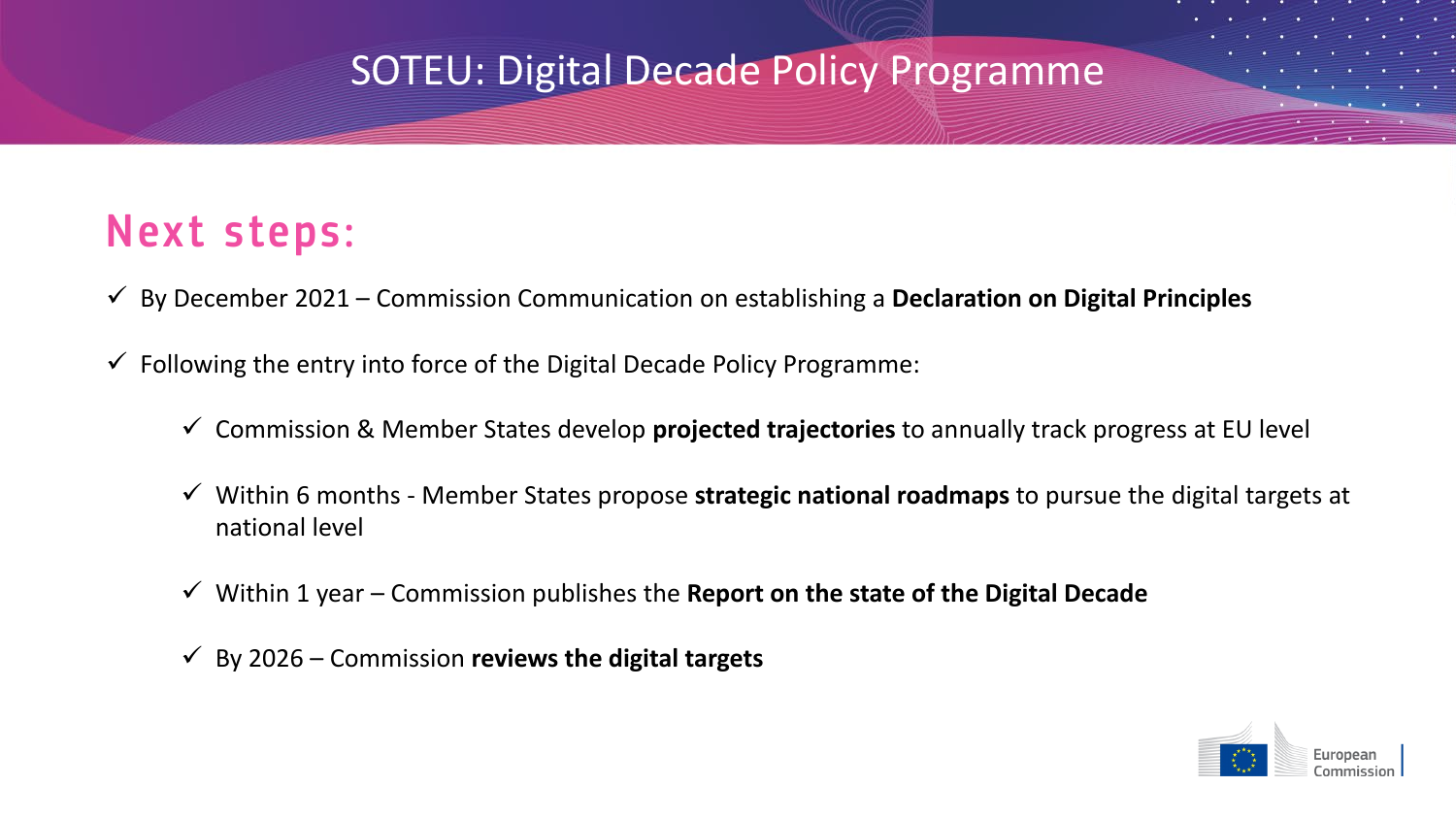# SOTEU: Digital Decade Policy Programme

## Next steps:

- ✓ By December 2021 – Commission Communication on establishing a **Declaration on Digital Principles**
- ✓ Following the entry into force of the Digital Decade Policy Programme:
  - ✓ Commission & Member States develop **projected trajectories** to annually track progress at EU level
  - ✓ Within 6 months - Member States propose **strategic national roadmaps** to pursue the digital targets at national level
  - ✓ Within 1 year – Commission publishes the **Report on the state of the Digital Decade**
  - ✓ By 2026 – Commission **reviews the digital targets**